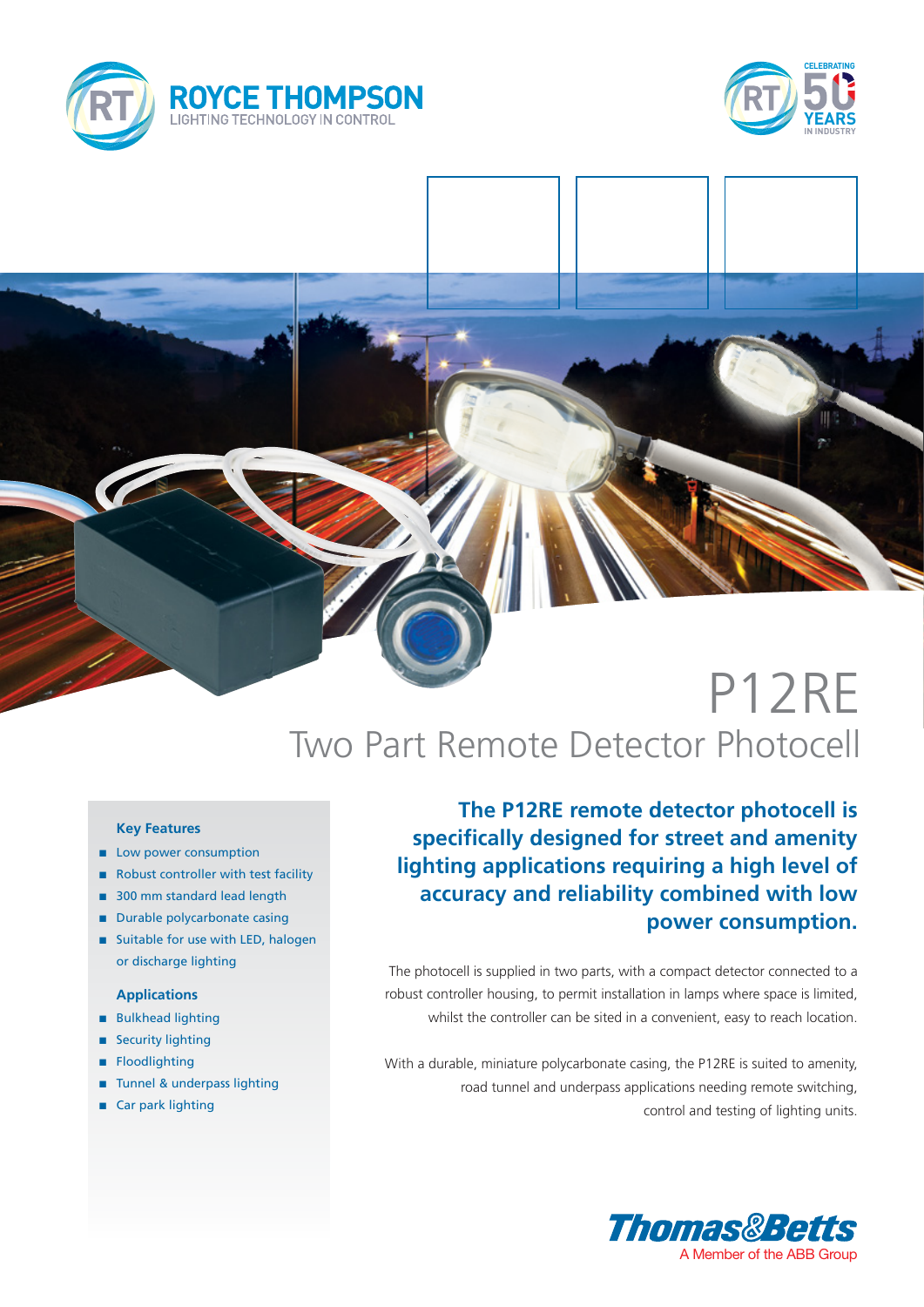# P12RE

## Two Part Remote Detector Photocell

### Key Features

- Low power consumption
- Robust controller with test facility
- 300 mm standard lead length
- Durable polycarbonate casing
- Suitable for use with LED, halogen or discharge lighting

### Applications

- Bulkhead lighting
- Security lighting
- Floodlighting
- Tunnel & underpass lighting
- Car park lighting

**The P12RE remote detector photocell is specifically designed for street and amenity lighting applications requiring a high level of accuracy and reliability combined with low power consumption.**

The photocell is supplied in two parts, with a compact detector connected to a robust controller housing, to permit installation in lamps where space is limited, whilst the controller can be sited in a convenient, easy to reach location.

With a durable, miniature polycarbonate casing, the P12RE is suited to amenity, road tunnel and underpass applications needing remote switching, control and testing of lighting units.

Thomas&Betts
A Member of the ABB Group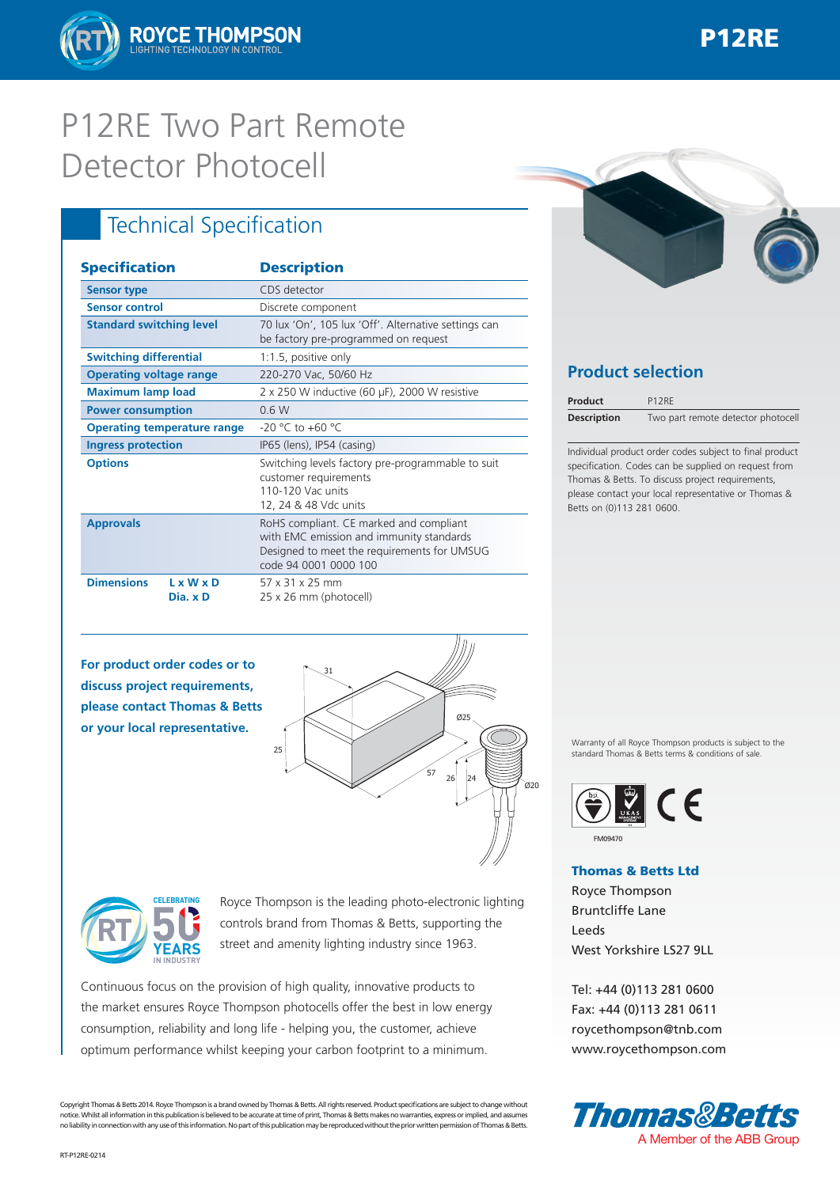# P12RE Two Part Remote Detector Photocell

## Technical Specification

| Specification | Description |
|---|---|
| Sensor type | CDS detector |
| Sensor control | Discrete component |
| Standard switching level | 70 lux 'On', 105 lux 'Off'. Alternative settings can be factory pre-programmed on request |
| Switching differential | 1:1.5, positive only |
| Operating voltage range | 220-270 Vac, 50/60 Hz |
| Maximum lamp load | 2 x 250 W inductive (60 µF), 2000 W resistive |
| Power consumption | 0.6 W |
| Operating temperature range | -20 °C to +60 °C |
| Ingress protection | IP65 (lens), IP54 (casing) |
| Options | Switching levels factory pre-programmable to suit customer requirements<br>110-120 Vac units<br>12, 24 & 48 Vdc units |
| Approvals | RoHS compliant. CE marked and compliant with EMC emission and immunity standards<br>Designed to meet the requirements for UMSUG code 94 0001 0000 100 |
| Dimensions L x W x D | 57 x 31 x 25 mm |
| Dimensions Dia. x D | 25 x 26 mm (photocell) |

**For product order codes or to discuss project requirements, please contact Thomas & Betts or your local representative.**

31
25
57
Ø25
26
24
Ø20

Royce Thompson is the leading photo-electronic lighting controls brand from Thomas & Betts, supporting the street and amenity lighting industry since 1963.

Continuous focus on the provision of high quality, innovative products to the market ensures Royce Thompson photocells offer the best in low energy consumption, reliability and long life - helping you, the customer, achieve optimum performance whilst keeping your carbon footprint to a minimum.

## Product selection

| | |
|---|---|
| **Product** | P12RE |
| **Description** | Two part remote detector photocell |

Individual product order codes subject to final product specification. Codes can be supplied on request from Thomas & Betts. To discuss project requirements, please contact your local representative or Thomas & Betts on (0)113 281 0600.

Warranty of all Royce Thompson products is subject to the standard Thomas & Betts terms & conditions of sale.

FM09470

**Thomas & Betts Ltd**
Royce Thompson
Bruntcliffe Lane
Leeds
West Yorkshire LS27 9LL

Tel: +44 (0)113 281 0600
Fax: +44 (0)113 281 0611
roycethompson@tnb.com
www.roycethompson.com

Thomas&Betts
A Member of the ABB Group

Copyright Thomas & Betts 2014. Royce Thompson is a brand owned by Thomas & Betts. All rights reserved. Product specifications are subject to change without notice. Whilst all information in this publication is believed to be accurate at time of print, Thomas & Betts makes no warranties, express or implied, and assumes no liability in connection with any use of this information. No part of this publication may be reproduced without the prior written permission of Thomas & Betts.

RT-P12RE-0214